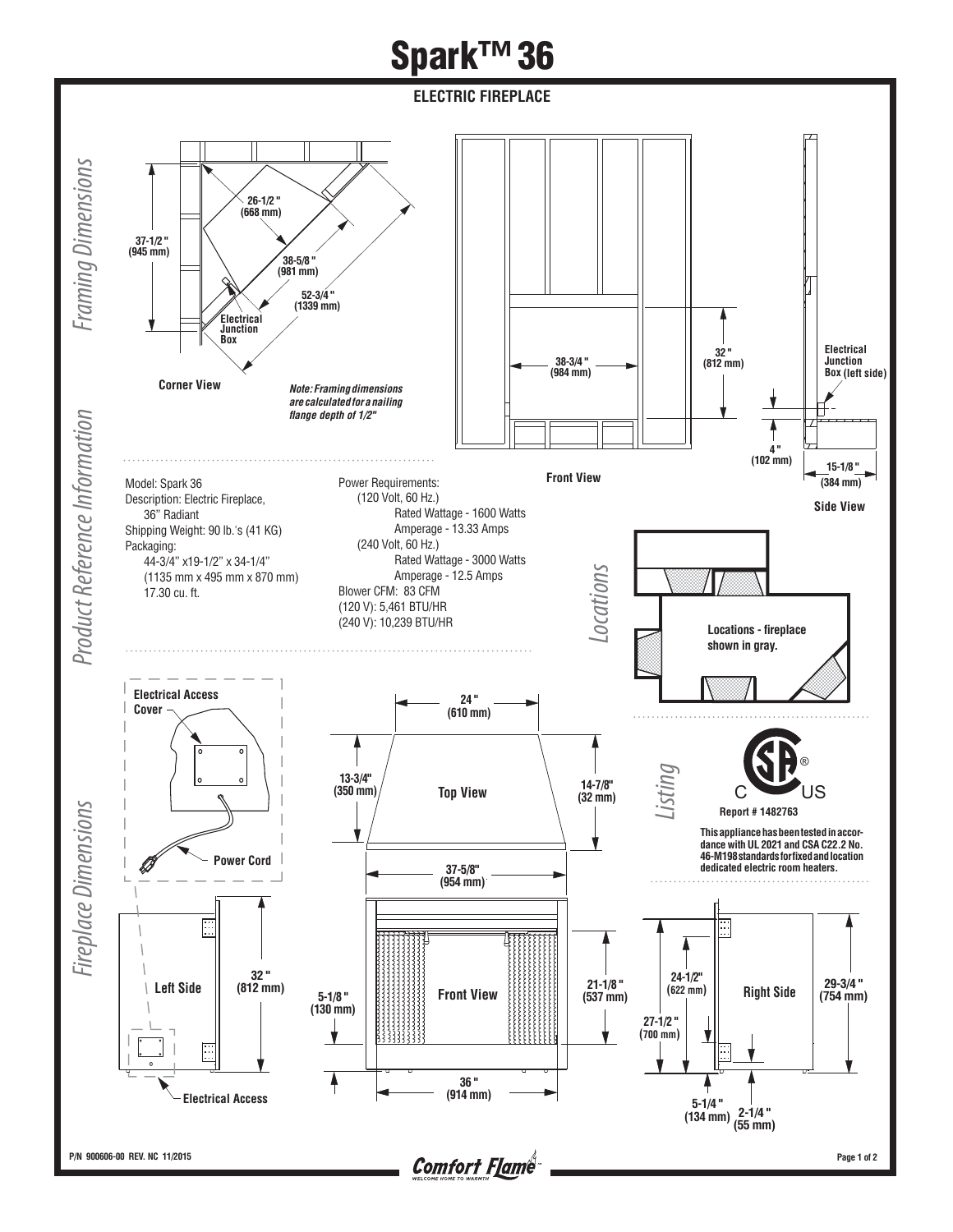# Spark™ 36

## ELECTRIC FIREPLACE

## Framing Dimensions

Corner View

26-1/2" (668 mm)

37-1/2" (945 mm)

38-5/8" (981 mm)

52-3/4" (1339 mm)

Electrical Junction Box

*Note: Framing dimensions are calculated for a nailing flange depth of 1/2"*

Front View

38-3/4" (984 mm)

32" (812 mm)

Side View

Electrical Junction Box (left side)

4" (102 mm)

15-1/8" (384 mm)

## Product Reference Information

Model: Spark 36
Description: Electric Fireplace,
36" Radiant
Shipping Weight: 90 lb.'s (41 KG)
Packaging:
44-3/4" x19-1/2" x 34-1/4"
(1135 mm x 495 mm x 870 mm)
17.30 cu. ft.

Power Requirements:
(120 Volt, 60 Hz.)
Rated Wattage - 1600 Watts
Amperage - 13.33 Amps
(240 Volt, 60 Hz.)
Rated Wattage - 3000 Watts
Amperage - 12.5 Amps
Blower CFM: 83 CFM
(120 V): 5,461 BTU/HR
(240 V): 10,239 BTU/HR

## Locations

Locations - fireplace shown in gray.

## Listing

Report # 1482763

This appliance has been tested in accordance with UL 2021 and CSA C22.2 No. 46-M198 standards for fixed and location dedicated electric room heaters.

## Fireplace Dimensions

Electrical Access Cover

Power Cord

Top View

24" (610 mm)

13-3/4" (350 mm)

14-7/8" (32 mm)

37-5/8" (954 mm)

Left Side

32" (812 mm)

Electrical Access

Front View

5-1/8" (130 mm)

21-1/8" (537 mm)

36" (914 mm)

Right Side

24-1/2" (622 mm)

27-1/2" (700 mm)

29-3/4" (754 mm)

5-1/4" (134 mm)

2-1/4" (55 mm)

P/N 900606-00 REV. NC 11/2015

Comfort Flame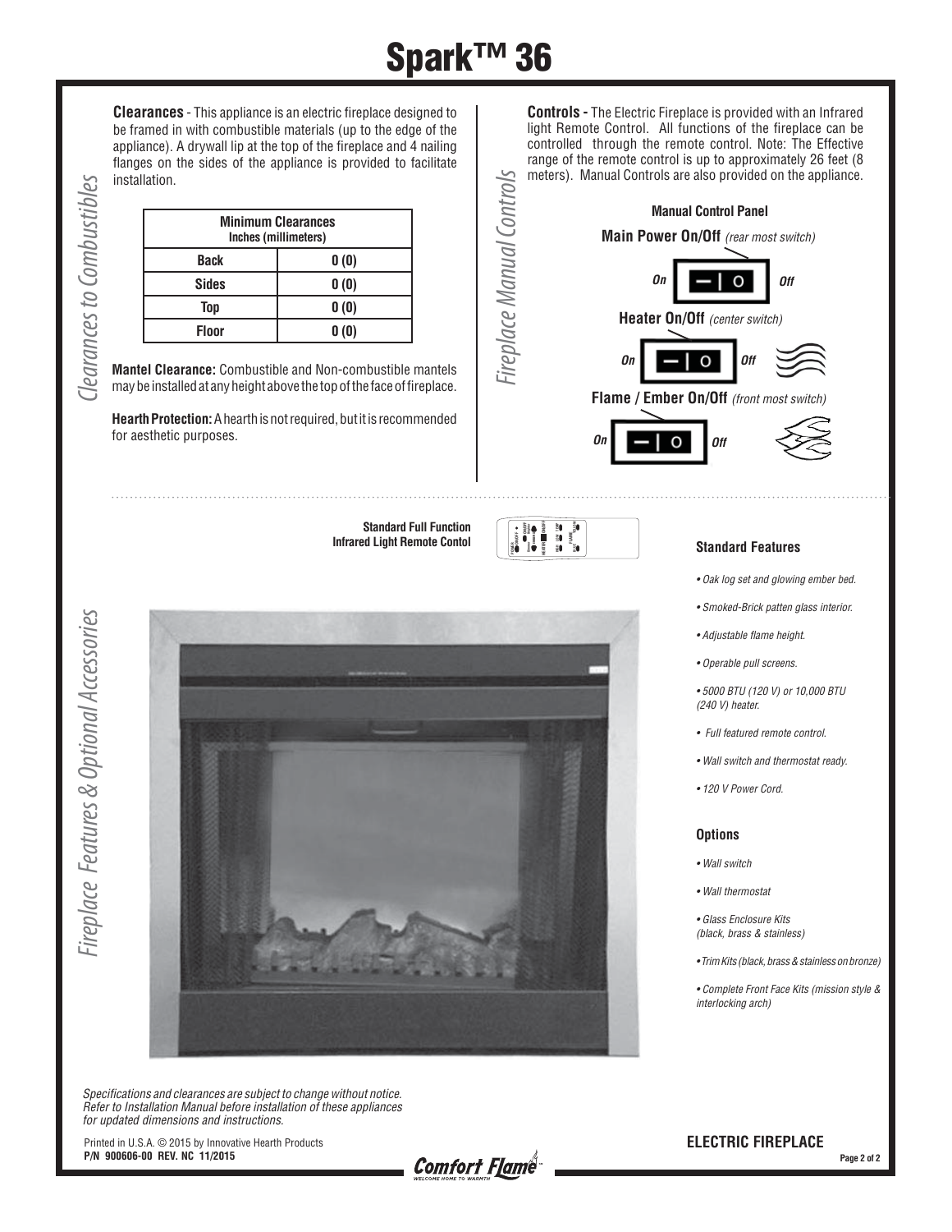# Spark™ 36

## Clearances to Combustibles

**Clearances** - This appliance is an electric fireplace designed to be framed in with combustible materials (up to the edge of the appliance). A drywall lip at the top of the fireplace and 4 nailing flanges on the sides of the appliance is provided to facilitate installation.

| Minimum Clearances Inches (millimeters) | |
|---|---|
| Back | 0 (0) |
| Sides | 0 (0) |
| Top | 0 (0) |
| Floor | 0 (0) |

**Mantel Clearance:** Combustible and Non-combustible mantels may be installed at any height above the top of the face of fireplace.

**Hearth Protection:** A hearth is not required, but it is recommended for aesthetic purposes.

## Fireplace Manual Controls

**Controls -** The Electric Fireplace is provided with an Infrared light Remote Control. All functions of the fireplace can be controlled through the remote control. Note: The Effective range of the remote control is up to approximately 26 feet (8 meters). Manual Controls are also provided on the appliance.

**Manual Control Panel**

**Main Power On/Off** *(rear most switch)*

*On* *Off*

**Heater On/Off** *(center switch)*

*On* *Off*

**Flame / Ember On/Off** *(front most switch)*

*On* *Off*

## Fireplace Features & Optional Accessories

**Standard Full Function Infrared Light Remote Contol**

### Standard Features

- *Oak log set and glowing ember bed.*
- *Smoked-Brick patten glass interior.*
- *Adjustable flame height.*
- *Operable pull screens.*
- *5000 BTU (120 V) or 10,000 BTU (240 V) heater.*
- *Full featured remote control.*
- *Wall switch and thermostat ready.*
- *120 V Power Cord.*

### Options

- *Wall switch*
- *Wall thermostat*
- *Glass Enclosure Kits (black, brass & stainless)*
- *Trim Kits (black, brass & stainless on bronze)*
- *Complete Front Face Kits (mission style & interlocking arch)*

*Specifications and clearances are subject to change without notice. Refer to Installation Manual before installation of these appliances for updated dimensions and instructions.*

Printed in U.S.A. © 2015 by Innovative Hearth Products
**P/N 900606-00 REV. NC 11/2015**

**ELECTRIC FIREPLACE**